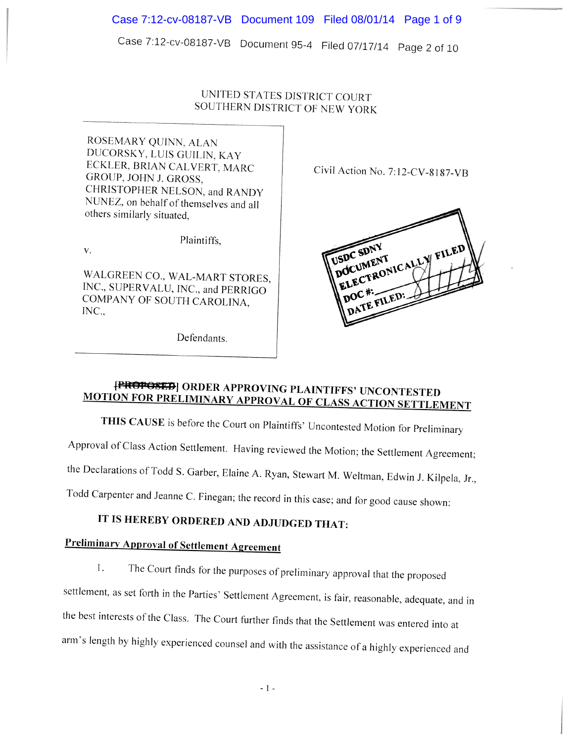UNITED STATES DISTRICT COURT
SOUTHERN DISTRICT OF NEW YORK

ROSEMARY QUINN, ALAN DUCORSKY, LUIS GUILIN, KAY ECKLER, BRIAN CALVERT, MARC GROUP, JOHN J. GROSS, CHRISTOPHER NELSON, and RANDY NUNEZ, on behalf of themselves and all others similarly situated,

Plaintiffs,

v.

WALGREEN CO., WAL-MART STORES, INC., SUPERVALU, INC., and PERRIGO COMPANY OF SOUTH CAROLINA, INC.,

Defendants.

Civil Action No. 7:12-CV-8187-VB

USDC SDNY
DOCUMENT
ELECTRONICALLY FILED
DOC #:
DATE FILED: 8/1/14

## ~~[PROPOSED]~~ ORDER APPROVING PLAINTIFFS' UNCONTESTED MOTION FOR PRELIMINARY APPROVAL OF CLASS ACTION SETTLEMENT

**THIS CAUSE** is before the Court on Plaintiffs' Uncontested Motion for Preliminary Approval of Class Action Settlement. Having reviewed the Motion; the Settlement Agreement; the Declarations of Todd S. Garber, Elaine A. Ryan, Stewart M. Weltman, Edwin J. Kilpela, Jr., Todd Carpenter and Jeanne C. Finegan; the record in this case; and for good cause shown:

**IT IS HEREBY ORDERED AND ADJUDGED THAT:**

**Preliminary Approval of Settlement Agreement**

1. The Court finds for the purposes of preliminary approval that the proposed settlement, as set forth in the Parties' Settlement Agreement, is fair, reasonable, adequate, and in the best interests of the Class. The Court further finds that the Settlement was entered into at arm's length by highly experienced counsel and with the assistance of a highly experienced and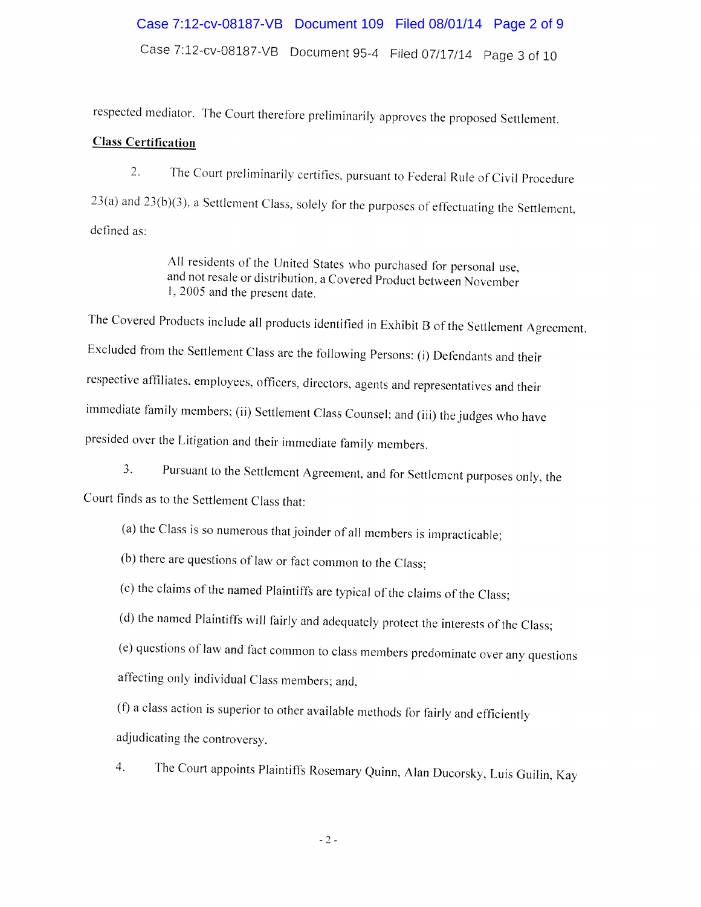respected mediator. The Court therefore preliminarily approves the proposed Settlement.

**Class Certification**

2. The Court preliminarily certifies, pursuant to Federal Rule of Civil Procedure 23(a) and 23(b)(3), a Settlement Class, solely for the purposes of effectuating the Settlement, defined as:

> All residents of the United States who purchased for personal use, and not resale or distribution, a Covered Product between November 1, 2005 and the present date.

The Covered Products include all products identified in Exhibit B of the Settlement Agreement. Excluded from the Settlement Class are the following Persons: (i) Defendants and their respective affiliates, employees, officers, directors, agents and representatives and their immediate family members; (ii) Settlement Class Counsel; and (iii) the judges who have presided over the Litigation and their immediate family members.

3. Pursuant to the Settlement Agreement, and for Settlement purposes only, the Court finds as to the Settlement Class that:

(a) the Class is so numerous that joinder of all members is impracticable;

(b) there are questions of law or fact common to the Class;

(c) the claims of the named Plaintiffs are typical of the claims of the Class;

(d) the named Plaintiffs will fairly and adequately protect the interests of the Class;

(e) questions of law and fact common to class members predominate over any questions affecting only individual Class members; and,

(f) a class action is superior to other available methods for fairly and efficiently adjudicating the controversy.

4. The Court appoints Plaintiffs Rosemary Quinn, Alan Ducorsky, Luis Guilin, Kay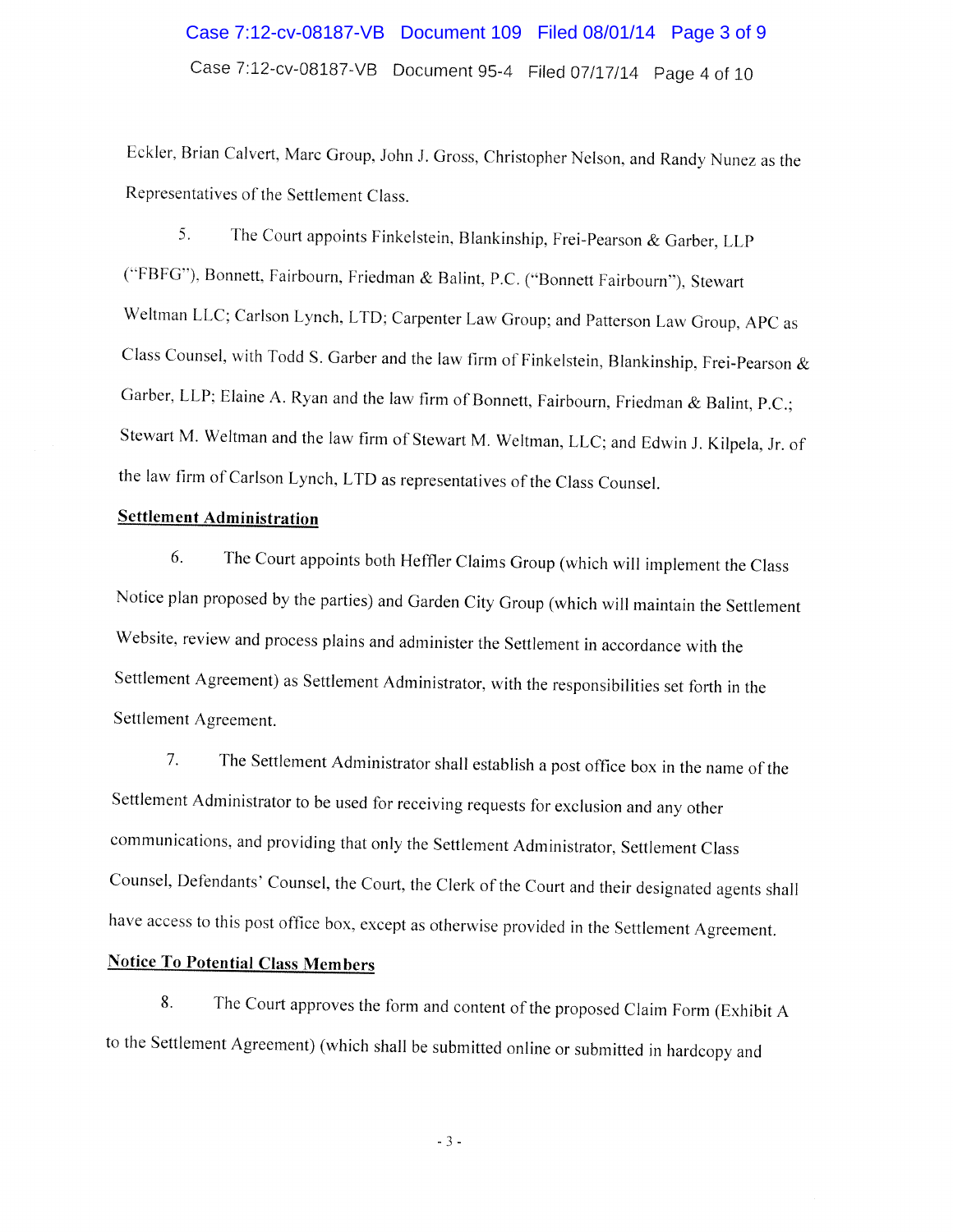Eckler, Brian Calvert, Marc Group, John J. Gross, Christopher Nelson, and Randy Nunez as the Representatives of the Settlement Class.

5. The Court appoints Finkelstein, Blankinship, Frei-Pearson & Garber, LLP ("FBFG"), Bonnett, Fairbourn, Friedman & Balint, P.C. ("Bonnett Fairbourn"), Stewart Weltman LLC; Carlson Lynch, LTD; Carpenter Law Group; and Patterson Law Group, APC as Class Counsel, with Todd S. Garber and the law firm of Finkelstein, Blankinship, Frei-Pearson & Garber, LLP; Elaine A. Ryan and the law firm of Bonnett, Fairbourn, Friedman & Balint, P.C.; Stewart M. Weltman and the law firm of Stewart M. Weltman, LLC; and Edwin J. Kilpela, Jr. of the law firm of Carlson Lynch, LTD as representatives of the Class Counsel.

**Settlement Administration**

6. The Court appoints both Heffler Claims Group (which will implement the Class Notice plan proposed by the parties) and Garden City Group (which will maintain the Settlement Website, review and process plains and administer the Settlement in accordance with the Settlement Agreement) as Settlement Administrator, with the responsibilities set forth in the Settlement Agreement.

7. The Settlement Administrator shall establish a post office box in the name of the Settlement Administrator to be used for receiving requests for exclusion and any other communications, and providing that only the Settlement Administrator, Settlement Class Counsel, Defendants' Counsel, the Court, the Clerk of the Court and their designated agents shall have access to this post office box, except as otherwise provided in the Settlement Agreement.

**Notice To Potential Class Members**

8. The Court approves the form and content of the proposed Claim Form (Exhibit A to the Settlement Agreement) (which shall be submitted online or submitted in hardcopy and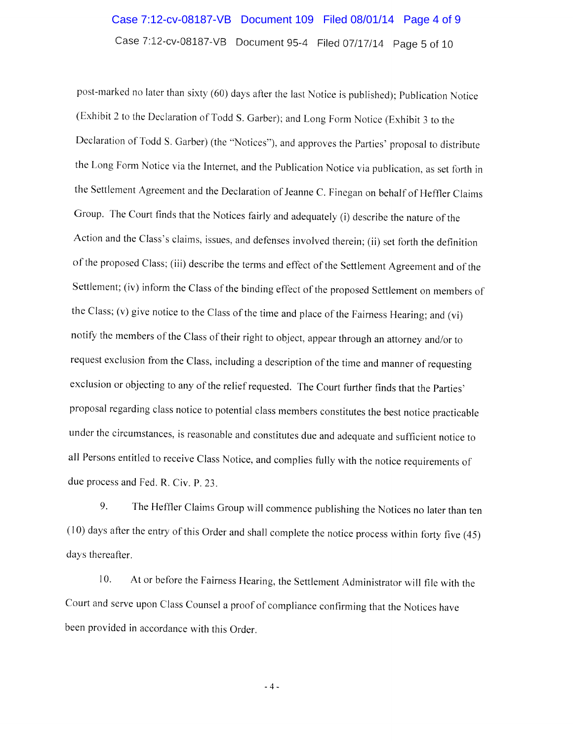post-marked no later than sixty (60) days after the last Notice is published); Publication Notice (Exhibit 2 to the Declaration of Todd S. Garber); and Long Form Notice (Exhibit 3 to the Declaration of Todd S. Garber) (the "Notices"), and approves the Parties' proposal to distribute the Long Form Notice via the Internet, and the Publication Notice via publication, as set forth in the Settlement Agreement and the Declaration of Jeanne C. Finegan on behalf of Heffler Claims Group. The Court finds that the Notices fairly and adequately (i) describe the nature of the Action and the Class's claims, issues, and defenses involved therein; (ii) set forth the definition of the proposed Class; (iii) describe the terms and effect of the Settlement Agreement and of the Settlement; (iv) inform the Class of the binding effect of the proposed Settlement on members of the Class; (v) give notice to the Class of the time and place of the Fairness Hearing; and (vi) notify the members of the Class of their right to object, appear through an attorney and/or to request exclusion from the Class, including a description of the time and manner of requesting exclusion or objecting to any of the relief requested. The Court further finds that the Parties' proposal regarding class notice to potential class members constitutes the best notice practicable under the circumstances, is reasonable and constitutes due and adequate and sufficient notice to all Persons entitled to receive Class Notice, and complies fully with the notice requirements of due process and Fed. R. Civ. P. 23.

9. The Heffler Claims Group will commence publishing the Notices no later than ten (10) days after the entry of this Order and shall complete the notice process within forty five (45) days thereafter.

10. At or before the Fairness Hearing, the Settlement Administrator will file with the Court and serve upon Class Counsel a proof of compliance confirming that the Notices have been provided in accordance with this Order.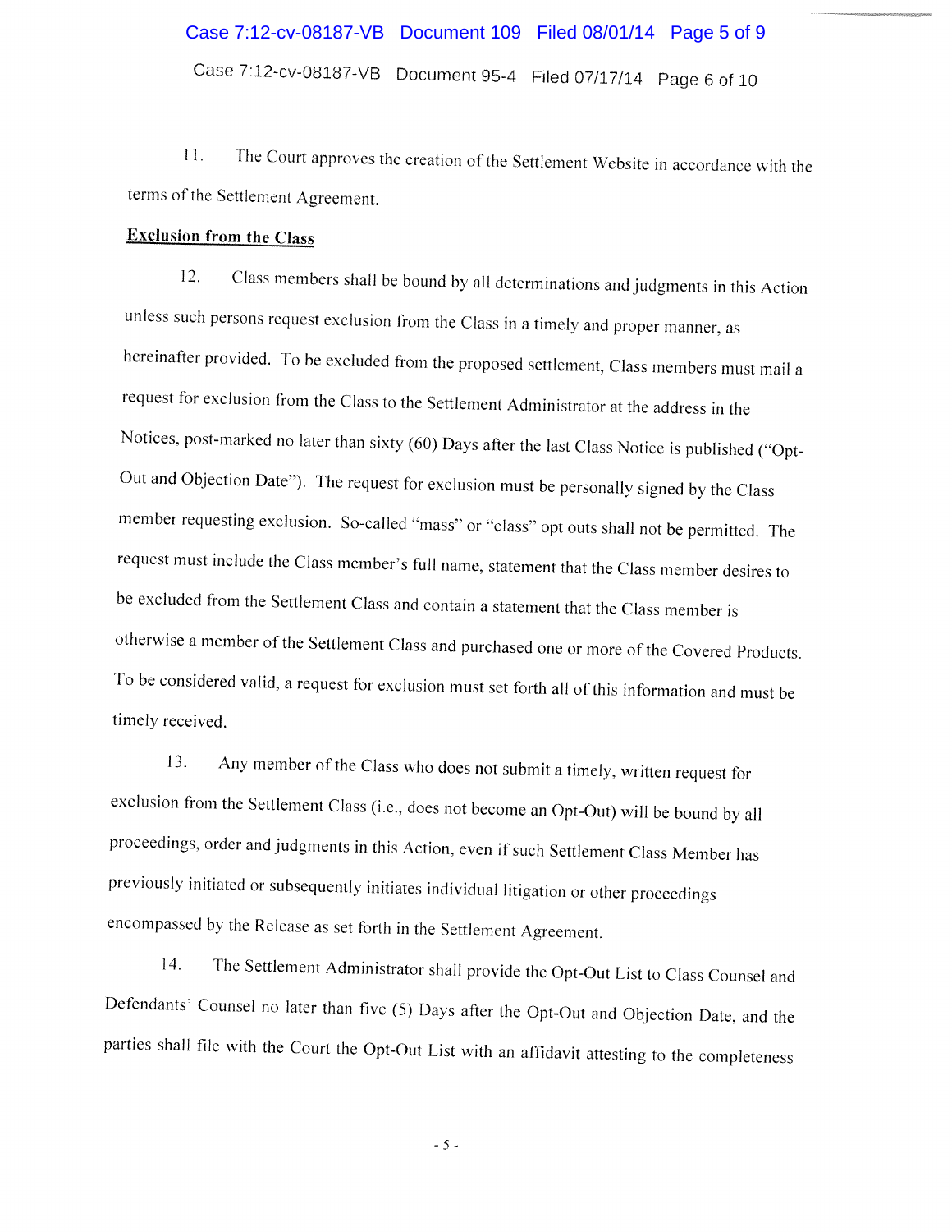11. The Court approves the creation of the Settlement Website in accordance with the terms of the Settlement Agreement.

**Exclusion from the Class**

12. Class members shall be bound by all determinations and judgments in this Action unless such persons request exclusion from the Class in a timely and proper manner, as hereinafter provided. To be excluded from the proposed settlement, Class members must mail a request for exclusion from the Class to the Settlement Administrator at the address in the Notices, post-marked no later than sixty (60) Days after the last Class Notice is published ("Opt-Out and Objection Date"). The request for exclusion must be personally signed by the Class member requesting exclusion. So-called "mass" or "class" opt outs shall not be permitted. The request must include the Class member's full name, statement that the Class member desires to be excluded from the Settlement Class and contain a statement that the Class member is otherwise a member of the Settlement Class and purchased one or more of the Covered Products. To be considered valid, a request for exclusion must set forth all of this information and must be timely received.

13. Any member of the Class who does not submit a timely, written request for exclusion from the Settlement Class (i.e., does not become an Opt-Out) will be bound by all proceedings, order and judgments in this Action, even if such Settlement Class Member has previously initiated or subsequently initiates individual litigation or other proceedings encompassed by the Release as set forth in the Settlement Agreement.

14. The Settlement Administrator shall provide the Opt-Out List to Class Counsel and Defendants' Counsel no later than five (5) Days after the Opt-Out and Objection Date, and the parties shall file with the Court the Opt-Out List with an affidavit attesting to the completeness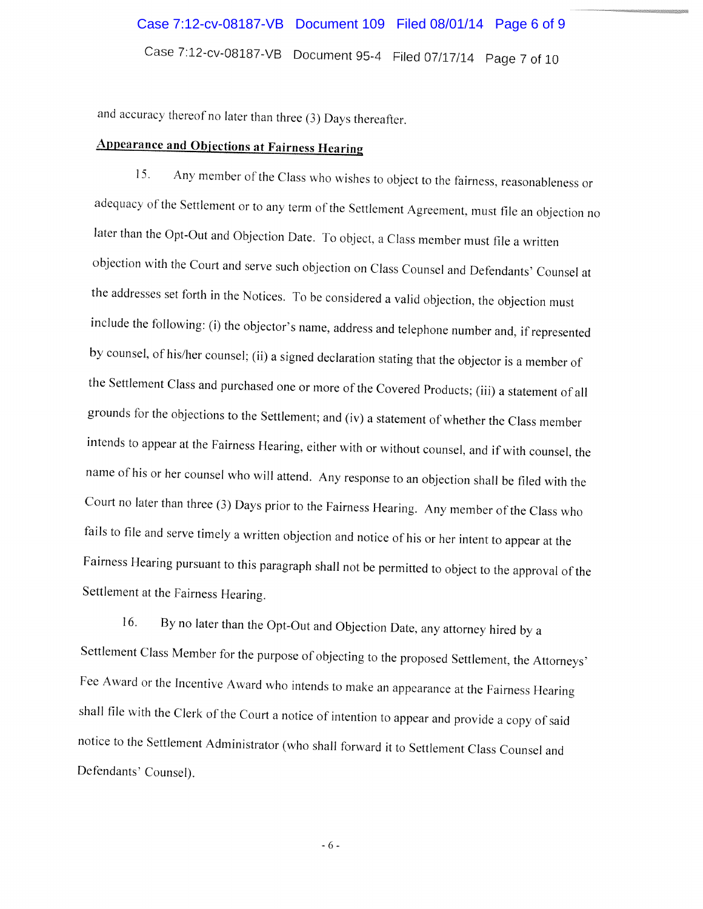and accuracy thereof no later than three (3) Days thereafter.

## Appearance and Objections at Fairness Hearing

15. Any member of the Class who wishes to object to the fairness, reasonableness or adequacy of the Settlement or to any term of the Settlement Agreement, must file an objection no later than the Opt-Out and Objection Date. To object, a Class member must file a written objection with the Court and serve such objection on Class Counsel and Defendants' Counsel at the addresses set forth in the Notices. To be considered a valid objection, the objection must include the following: (i) the objector's name, address and telephone number and, if represented by counsel, of his/her counsel; (ii) a signed declaration stating that the objector is a member of the Settlement Class and purchased one or more of the Covered Products; (iii) a statement of all grounds for the objections to the Settlement; and (iv) a statement of whether the Class member intends to appear at the Fairness Hearing, either with or without counsel, and if with counsel, the name of his or her counsel who will attend. Any response to an objection shall be filed with the Court no later than three (3) Days prior to the Fairness Hearing. Any member of the Class who fails to file and serve timely a written objection and notice of his or her intent to appear at the Fairness Hearing pursuant to this paragraph shall not be permitted to object to the approval of the Settlement at the Fairness Hearing.

16. By no later than the Opt-Out and Objection Date, any attorney hired by a Settlement Class Member for the purpose of objecting to the proposed Settlement, the Attorneys' Fee Award or the Incentive Award who intends to make an appearance at the Fairness Hearing shall file with the Clerk of the Court a notice of intention to appear and provide a copy of said notice to the Settlement Administrator (who shall forward it to Settlement Class Counsel and Defendants' Counsel).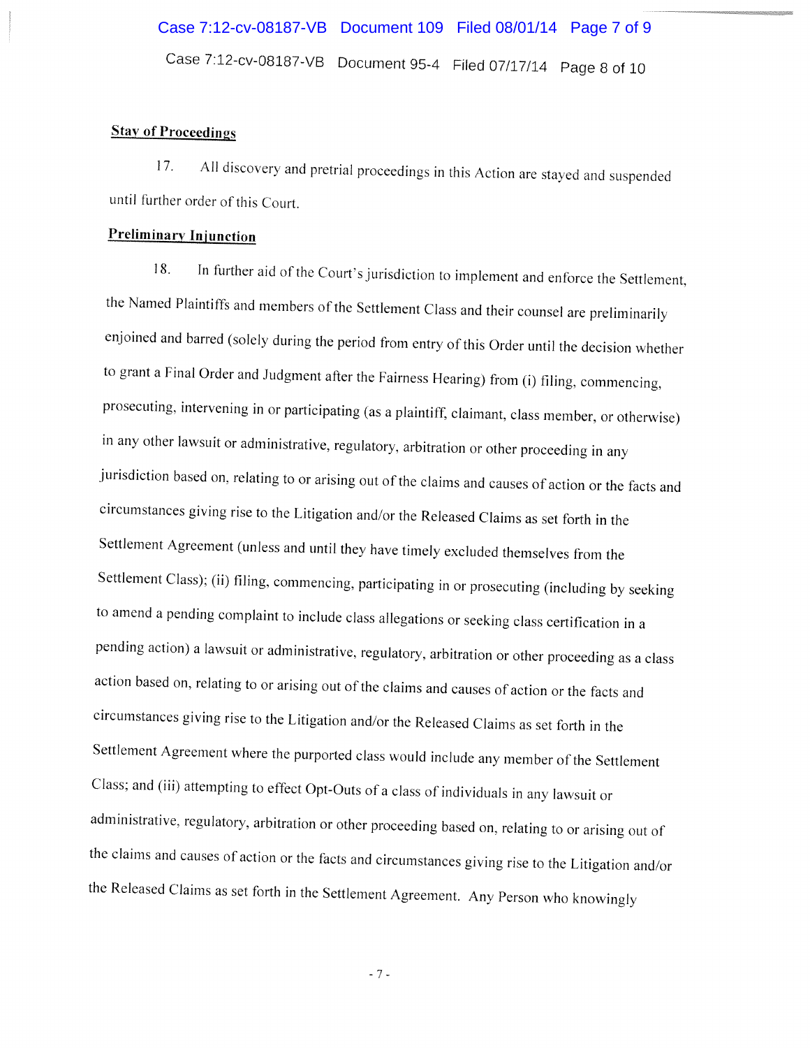**Stay of Proceedings**

17. All discovery and pretrial proceedings in this Action are stayed and suspended until further order of this Court.

**Preliminary Injunction**

18. In further aid of the Court's jurisdiction to implement and enforce the Settlement, the Named Plaintiffs and members of the Settlement Class and their counsel are preliminarily enjoined and barred (solely during the period from entry of this Order until the decision whether to grant a Final Order and Judgment after the Fairness Hearing) from (i) filing, commencing, prosecuting, intervening in or participating (as a plaintiff, claimant, class member, or otherwise) in any other lawsuit or administrative, regulatory, arbitration or other proceeding in any jurisdiction based on, relating to or arising out of the claims and causes of action or the facts and circumstances giving rise to the Litigation and/or the Released Claims as set forth in the Settlement Agreement (unless and until they have timely excluded themselves from the Settlement Class); (ii) filing, commencing, participating in or prosecuting (including by seeking to amend a pending complaint to include class allegations or seeking class certification in a pending action) a lawsuit or administrative, regulatory, arbitration or other proceeding as a class action based on, relating to or arising out of the claims and causes of action or the facts and circumstances giving rise to the Litigation and/or the Released Claims as set forth in the Settlement Agreement where the purported class would include any member of the Settlement Class; and (iii) attempting to effect Opt-Outs of a class of individuals in any lawsuit or administrative, regulatory, arbitration or other proceeding based on, relating to or arising out of the claims and causes of action or the facts and circumstances giving rise to the Litigation and/or the Released Claims as set forth in the Settlement Agreement. Any Person who knowingly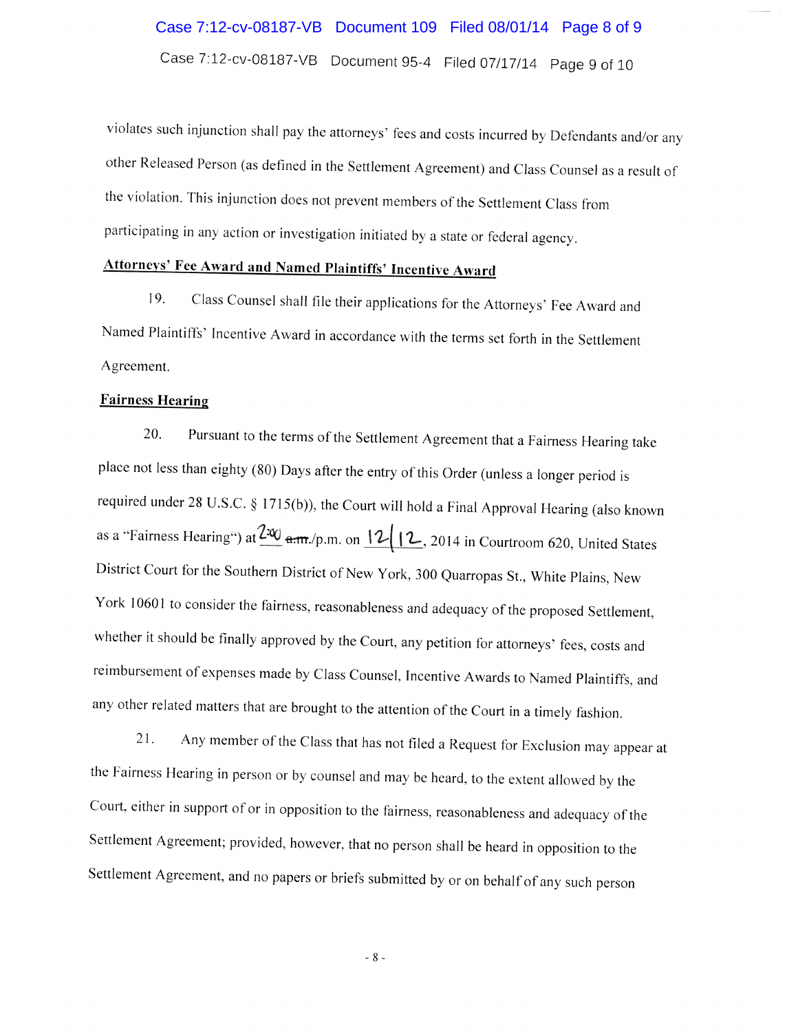violates such injunction shall pay the attorneys' fees and costs incurred by Defendants and/or any other Released Person (as defined in the Settlement Agreement) and Class Counsel as a result of the violation. This injunction does not prevent members of the Settlement Class from participating in any action or investigation initiated by a state or federal agency.

**Attorneys' Fee Award and Named Plaintiffs' Incentive Award**

19. Class Counsel shall file their applications for the Attorneys' Fee Award and Named Plaintiffs' Incentive Award in accordance with the terms set forth in the Settlement Agreement.

**Fairness Hearing**

20. Pursuant to the terms of the Settlement Agreement that a Fairness Hearing take place not less than eighty (80) Days after the entry of this Order (unless a longer period is required under 28 U.S.C. § 1715(b)), the Court will hold a Final Approval Hearing (also known as a "Fairness Hearing") at 2:00 ~~a.m.~~/p.m. on 12/12, 2014 in Courtroom 620, United States District Court for the Southern District of New York, 300 Quarropas St., White Plains, New York 10601 to consider the fairness, reasonableness and adequacy of the proposed Settlement, whether it should be finally approved by the Court, any petition for attorneys' fees, costs and reimbursement of expenses made by Class Counsel, Incentive Awards to Named Plaintiffs, and any other related matters that are brought to the attention of the Court in a timely fashion.

21. Any member of the Class that has not filed a Request for Exclusion may appear at the Fairness Hearing in person or by counsel and may be heard, to the extent allowed by the Court, either in support of or in opposition to the fairness, reasonableness and adequacy of the Settlement Agreement; provided, however, that no person shall be heard in opposition to the Settlement Agreement, and no papers or briefs submitted by or on behalf of any such person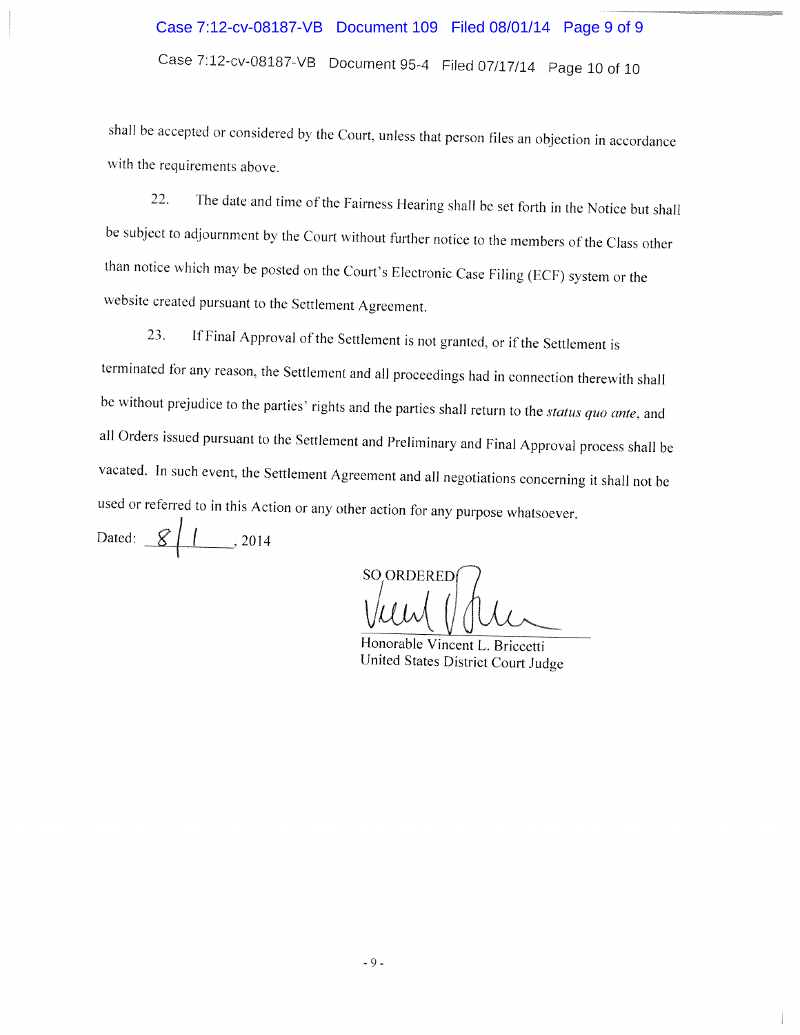shall be accepted or considered by the Court, unless that person files an objection in accordance with the requirements above.

22. The date and time of the Fairness Hearing shall be set forth in the Notice but shall be subject to adjournment by the Court without further notice to the members of the Class other than notice which may be posted on the Court's Electronic Case Filing (ECF) system or the website created pursuant to the Settlement Agreement.

23. If Final Approval of the Settlement is not granted, or if the Settlement is terminated for any reason, the Settlement and all proceedings had in connection therewith shall be without prejudice to the parties' rights and the parties shall return to the *status quo ante*, and all Orders issued pursuant to the Settlement and Preliminary and Final Approval process shall be vacated. In such event, the Settlement Agreement and all negotiations concerning it shall not be used or referred to in this Action or any other action for any purpose whatsoever.

Dated: 8/1, 2014

SO ORDERED

Honorable Vincent L. Briccetti
United States District Court Judge